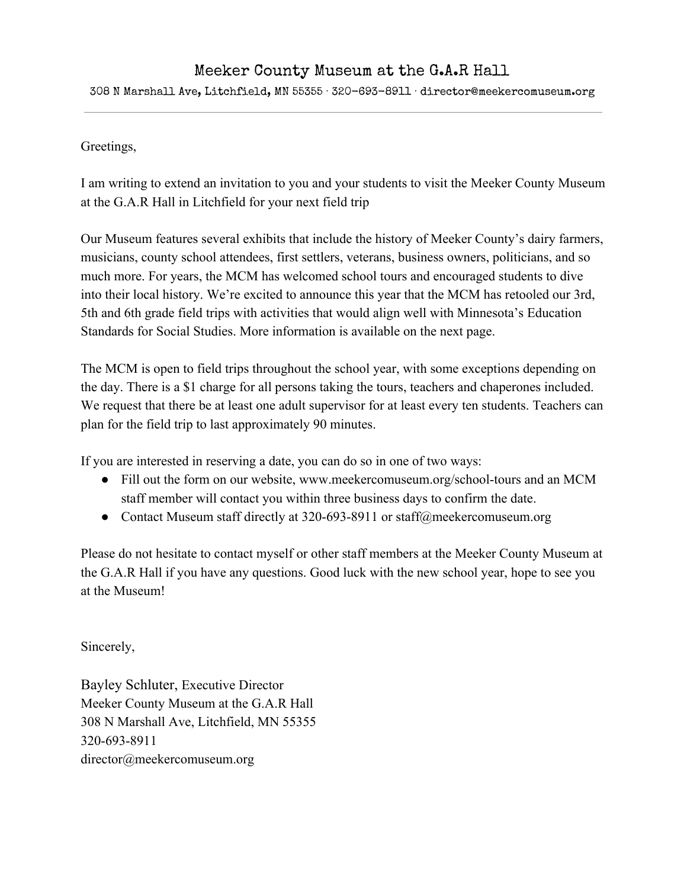# Meeker County Museum at the G.A.R Hall

308 N Marshall Ave, Litchfield, MN 55355 · 320-693-8911 · director@meekercomuseum.org

---

Greetings,

I am writing to extend an invitation to you and your students to visit the Meeker County Museum at the G.A.R Hall in Litchfield for your next field trip

Our Museum features several exhibits that include the history of Meeker County's dairy farmers, musicians, county school attendees, first settlers, veterans, business owners, politicians, and so much more. For years, the MCM has welcomed school tours and encouraged students to dive into their local history. We're excited to announce this year that the MCM has retooled our 3rd, 5th and 6th grade field trips with activities that would align well with Minnesota's Education Standards for Social Studies. More information is available on the next page.

The MCM is open to field trips throughout the school year, with some exceptions depending on the day. There is a $1 charge for all persons taking the tours, teachers and chaperones included. We request that there be at least one adult supervisor for at least every ten students. Teachers can plan for the field trip to last approximately 90 minutes.

If you are interested in reserving a date, you can do so in one of two ways:

- Fill out the form on our website, www.meekercomuseum.org/school-tours and an MCM staff member will contact you within three business days to confirm the date.
- Contact Museum staff directly at 320-693-8911 or staff@meekercomuseum.org

Please do not hesitate to contact myself or other staff members at the Meeker County Museum at the G.A.R Hall if you have any questions. Good luck with the new school year, hope to see you at the Museum!

Sincerely,

Bayley Schluter, Executive Director
Meeker County Museum at the G.A.R Hall
308 N Marshall Ave, Litchfield, MN 55355
320-693-8911
director@meekercomuseum.org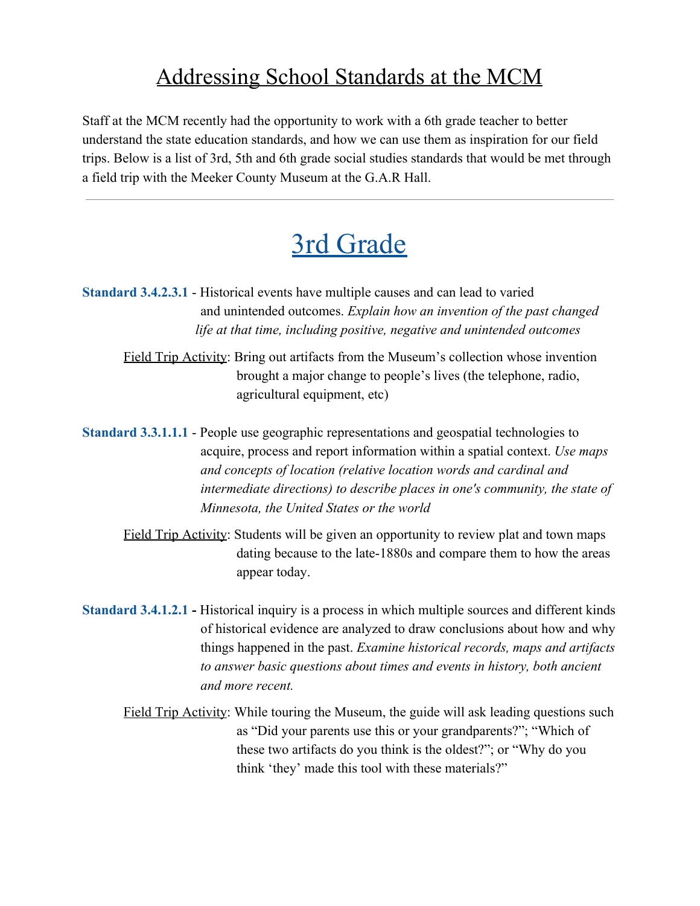# Addressing School Standards at the MCM

Staff at the MCM recently had the opportunity to work with a 6th grade teacher to better understand the state education standards, and how we can use them as inspiration for our field trips. Below is a list of 3rd, 5th and 6th grade social studies standards that would be met through a field trip with the Meeker County Museum at the G.A.R Hall.

---

## 3rd Grade

**Standard 3.4.2.3.1** - Historical events have multiple causes and can lead to varied and unintended outcomes. *Explain how an invention of the past changed life at that time, including positive, negative and unintended outcomes*

Field Trip Activity: Bring out artifacts from the Museum's collection whose invention brought a major change to people's lives (the telephone, radio, agricultural equipment, etc)

**Standard 3.3.1.1.1** - People use geographic representations and geospatial technologies to acquire, process and report information within a spatial context. *Use maps and concepts of location (relative location words and cardinal and intermediate directions) to describe places in one's community, the state of Minnesota, the United States or the world*

Field Trip Activity: Students will be given an opportunity to review plat and town maps dating because to the late-1880s and compare them to how the areas appear today.

**Standard 3.4.1.2.1 -** Historical inquiry is a process in which multiple sources and different kinds of historical evidence are analyzed to draw conclusions about how and why things happened in the past. *Examine historical records, maps and artifacts to answer basic questions about times and events in history, both ancient and more recent.*

Field Trip Activity: While touring the Museum, the guide will ask leading questions such as "Did your parents use this or your grandparents?"; "Which of these two artifacts do you think is the oldest?"; or "Why do you think 'they' made this tool with these materials?"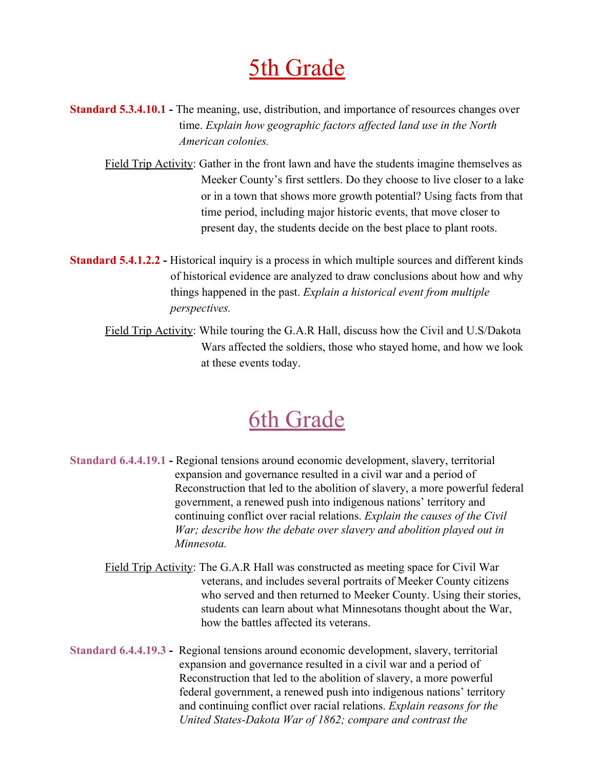# 5th Grade

**Standard 5.3.4.10.1 -** The meaning, use, distribution, and importance of resources changes over time. *Explain how geographic factors affected land use in the North American colonies.*

Field Trip Activity: Gather in the front lawn and have the students imagine themselves as Meeker County's first settlers. Do they choose to live closer to a lake or in a town that shows more growth potential? Using facts from that time period, including major historic events, that move closer to present day, the students decide on the best place to plant roots.

**Standard 5.4.1.2.2 -** Historical inquiry is a process in which multiple sources and different kinds of historical evidence are analyzed to draw conclusions about how and why things happened in the past. *Explain a historical event from multiple perspectives.*

Field Trip Activity: While touring the G.A.R Hall, discuss how the Civil and U.S/Dakota Wars affected the soldiers, those who stayed home, and how we look at these events today.

# 6th Grade

**Standard 6.4.4.19.1 -** Regional tensions around economic development, slavery, territorial expansion and governance resulted in a civil war and a period of Reconstruction that led to the abolition of slavery, a more powerful federal government, a renewed push into indigenous nations' territory and continuing conflict over racial relations. *Explain the causes of the Civil War; describe how the debate over slavery and abolition played out in Minnesota.*

Field Trip Activity: The G.A.R Hall was constructed as meeting space for Civil War veterans, and includes several portraits of Meeker County citizens who served and then returned to Meeker County. Using their stories, students can learn about what Minnesotans thought about the War, how the battles affected its veterans.

**Standard 6.4.4.19.3 -** Regional tensions around economic development, slavery, territorial expansion and governance resulted in a civil war and a period of Reconstruction that led to the abolition of slavery, a more powerful federal government, a renewed push into indigenous nations' territory and continuing conflict over racial relations. *Explain reasons for the United States-Dakota War of 1862; compare and contrast the*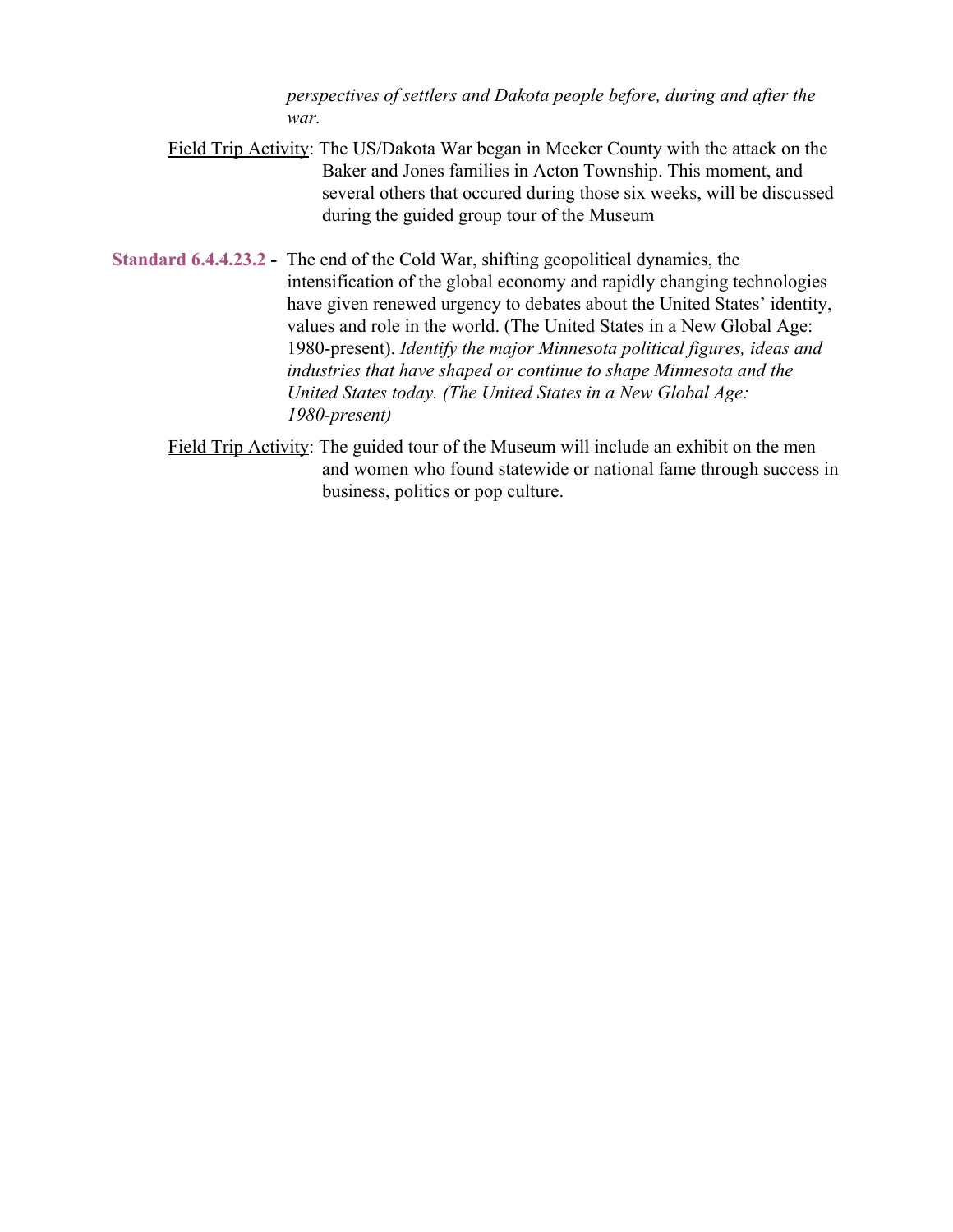*perspectives of settlers and Dakota people before, during and after the war.*

Field Trip Activity: The US/Dakota War began in Meeker County with the attack on the Baker and Jones families in Acton Township. This moment, and several others that occured during those six weeks, will be discussed during the guided group tour of the Museum

**Standard 6.4.4.23.2 -** The end of the Cold War, shifting geopolitical dynamics, the intensification of the global economy and rapidly changing technologies have given renewed urgency to debates about the United States' identity, values and role in the world. (The United States in a New Global Age: 1980-present). *Identify the major Minnesota political figures, ideas and industries that have shaped or continue to shape Minnesota and the United States today. (The United States in a New Global Age: 1980-present)*

Field Trip Activity: The guided tour of the Museum will include an exhibit on the men and women who found statewide or national fame through success in business, politics or pop culture.